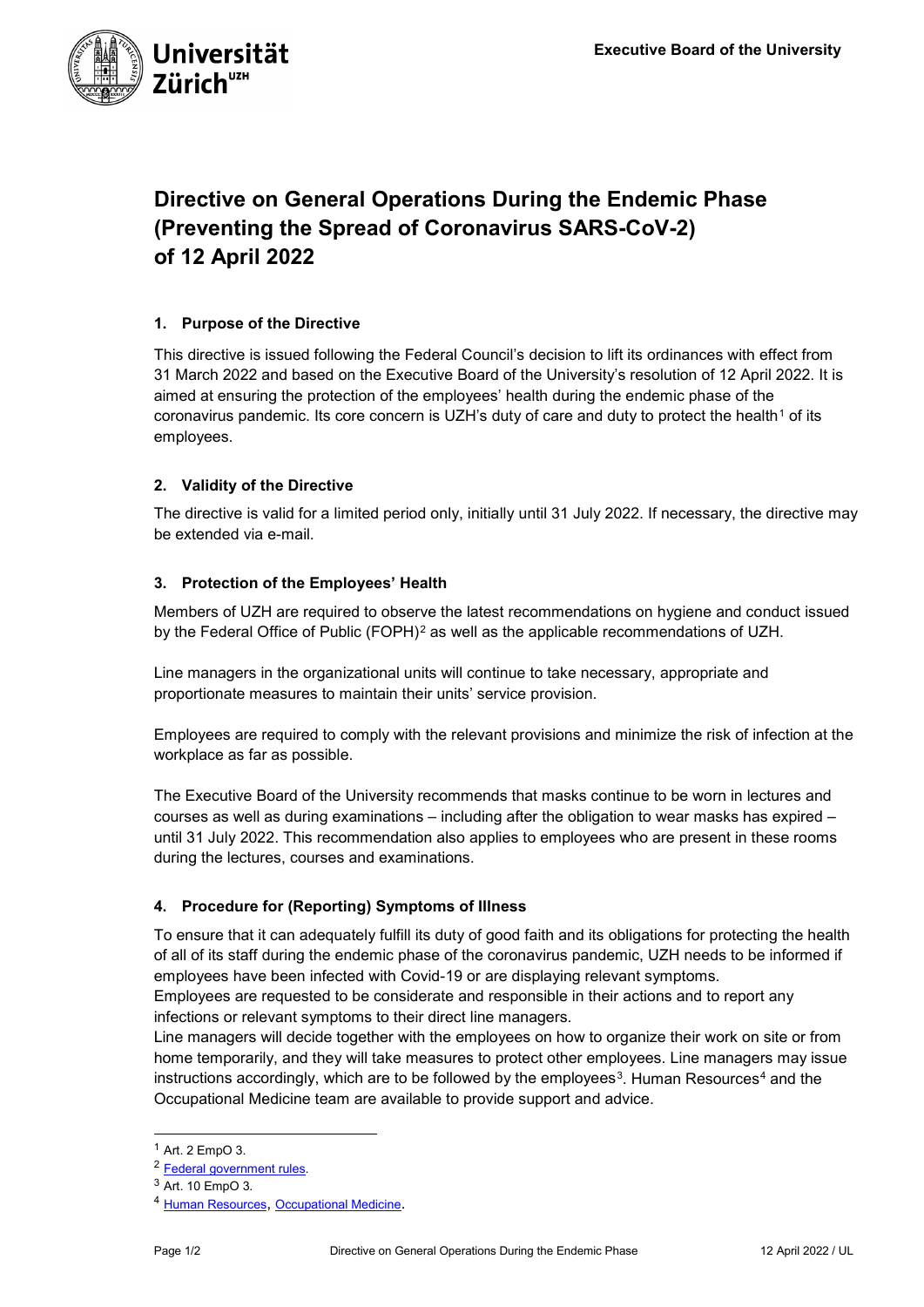**Executive Board of the University**

# Directive on General Operations During the Endemic Phase (Preventing the Spread of Coronavirus SARS-CoV-2) of 12 April 2022

## 1. Purpose of the Directive

This directive is issued following the Federal Council's decision to lift its ordinances with effect from 31 March 2022 and based on the Executive Board of the University's resolution of 12 April 2022. It is aimed at ensuring the protection of the employees' health during the endemic phase of the coronavirus pandemic. Its core concern is UZH's duty of care and duty to protect the health[1] of its employees.

## 2. Validity of the Directive

The directive is valid for a limited period only, initially until 31 July 2022. If necessary, the directive may be extended via e-mail.

## 3. Protection of the Employees' Health

Members of UZH are required to observe the latest recommendations on hygiene and conduct issued by the Federal Office of Public (FOPH)[2] as well as the applicable recommendations of UZH.

Line managers in the organizational units will continue to take necessary, appropriate and proportionate measures to maintain their units' service provision.

Employees are required to comply with the relevant provisions and minimize the risk of infection at the workplace as far as possible.

The Executive Board of the University recommends that masks continue to be worn in lectures and courses as well as during examinations – including after the obligation to wear masks has expired – until 31 July 2022. This recommendation also applies to employees who are present in these rooms during the lectures, courses and examinations.

## 4. Procedure for (Reporting) Symptoms of Illness

To ensure that it can adequately fulfill its duty of good faith and its obligations for protecting the health of all of its staff during the endemic phase of the coronavirus pandemic, UZH needs to be informed if employees have been infected with Covid-19 or are displaying relevant symptoms.
Employees are requested to be considerate and responsible in their actions and to report any infections or relevant symptoms to their direct line managers.
Line managers will decide together with the employees on how to organize their work on site or from home temporarily, and they will take measures to protect other employees. Line managers may issue instructions accordingly, which are to be followed by the employees[3]. Human Resources[4] and the Occupational Medicine team are available to provide support and advice.

---

[1] Art. 2 EmpO 3.

[2] Federal government rules.

[3] Art. 10 EmpO 3.

[4] Human Resources, Occupational Medicine.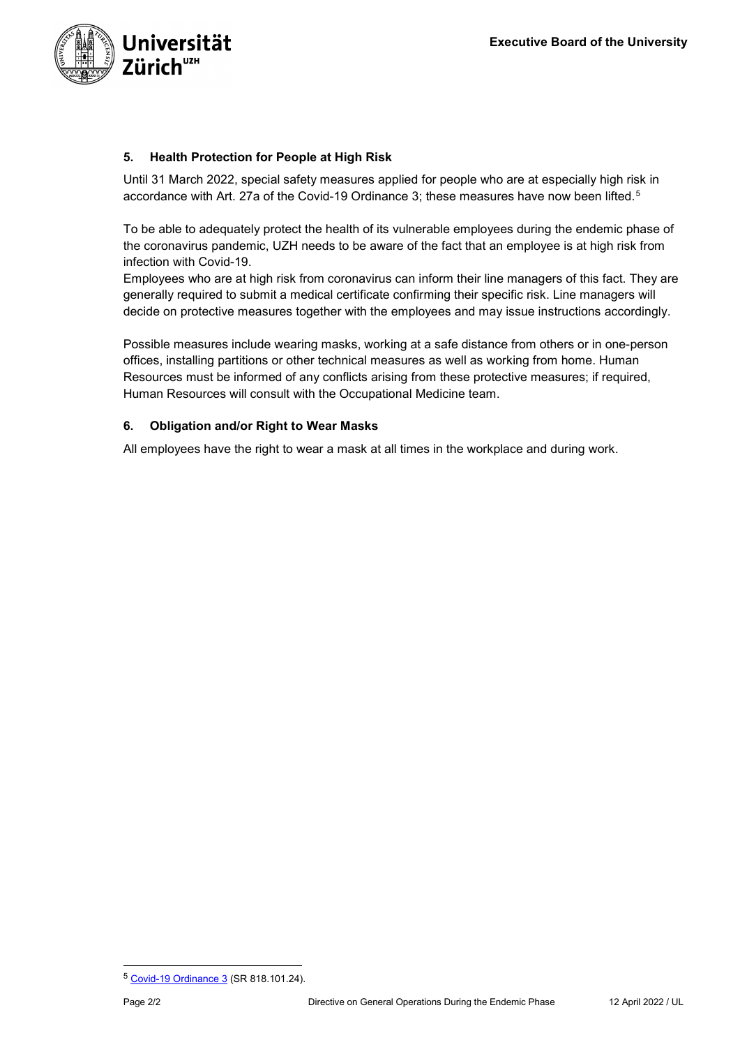## 5. Health Protection for People at High Risk

Until 31 March 2022, special safety measures applied for people who are at especially high risk in accordance with Art. 27a of the Covid-19 Ordinance 3; these measures have now been lifted.[5]

To be able to adequately protect the health of its vulnerable employees during the endemic phase of the coronavirus pandemic, UZH needs to be aware of the fact that an employee is at high risk from infection with Covid-19.

Employees who are at high risk from coronavirus can inform their line managers of this fact. They are generally required to submit a medical certificate confirming their specific risk. Line managers will decide on protective measures together with the employees and may issue instructions accordingly.

Possible measures include wearing masks, working at a safe distance from others or in one-person offices, installing partitions or other technical measures as well as working from home. Human Resources must be informed of any conflicts arising from these protective measures; if required, Human Resources will consult with the Occupational Medicine team.

## 6. Obligation and/or Right to Wear Masks

All employees have the right to wear a mask at all times in the workplace and during work.

[5] Covid-19 Ordinance 3 (SR 818.101.24).